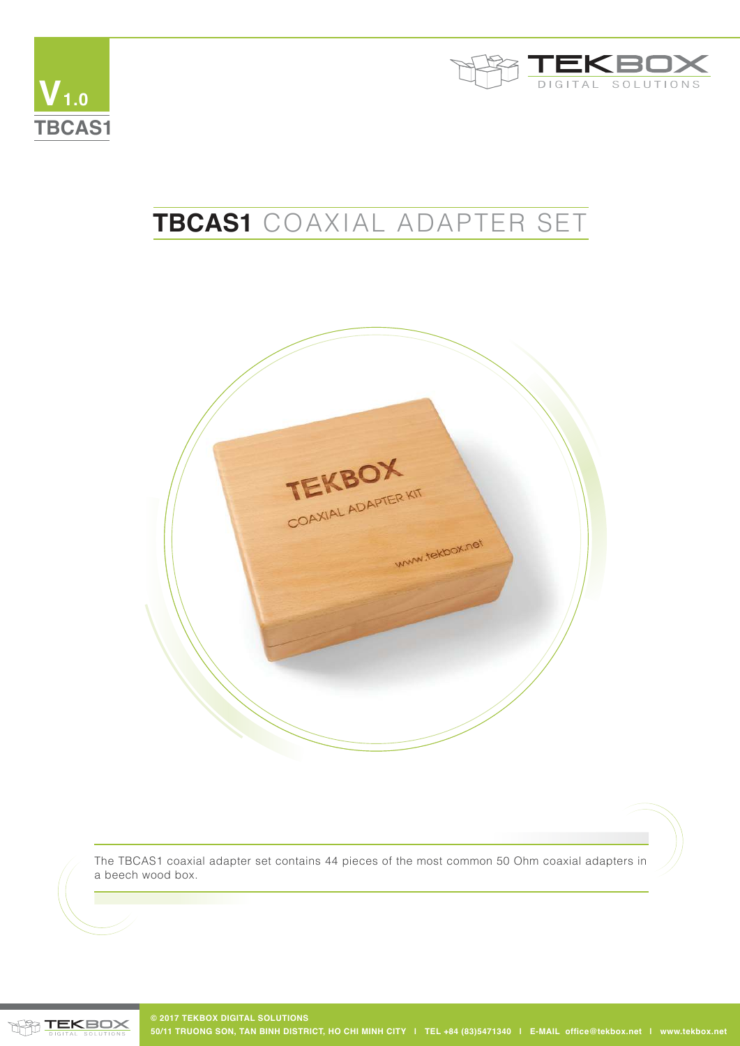V 1.0

TBCAS1

# TBCAS1 COAXIAL ADAPTER SET

The TBCAS1 coaxial adapter set contains 44 pieces of the most common 50 Ohm coaxial adapters in a beech wood box.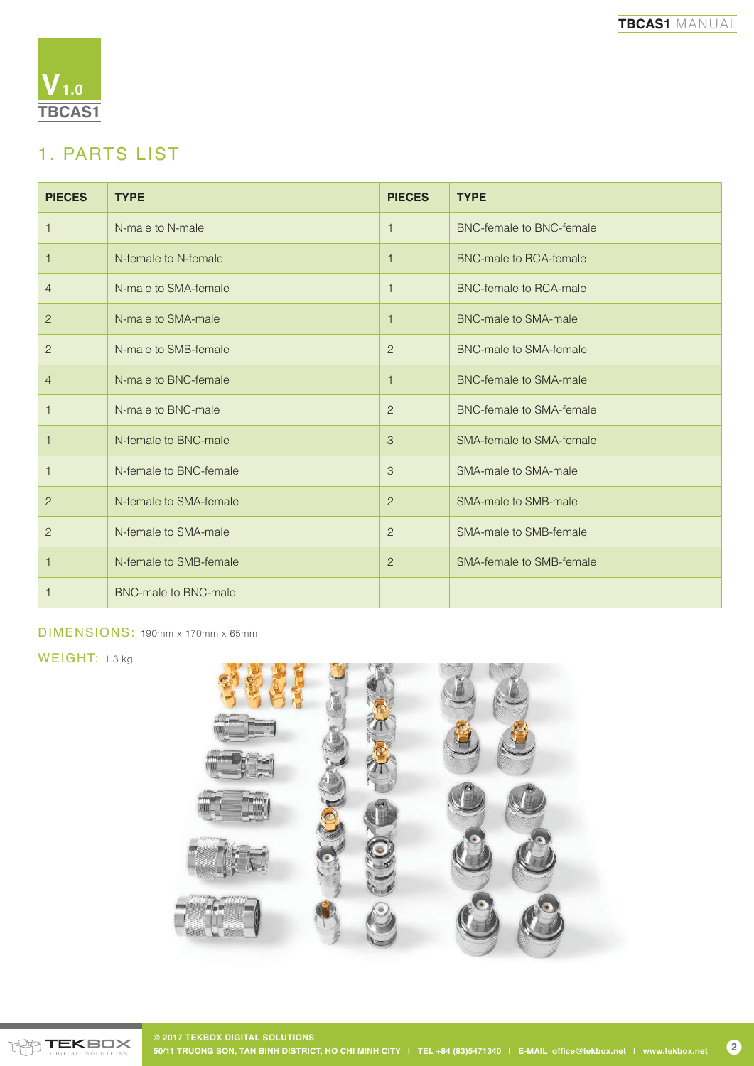V 1.0
TBCAS1

## 1. PARTS LIST

| PIECES | TYPE | PIECES | TYPE |
|---|---|---|---|
| 1 | N-male to N-male | 1 | BNC-female to BNC-female |
| 1 | N-female to N-female | 1 | BNC-male to RCA-female |
| 4 | N-male to SMA-female | 1 | BNC-female to RCA-male |
| 2 | N-male to SMA-male | 1 | BNC-male to SMA-male |
| 2 | N-male to SMB-female | 2 | BNC-male to SMA-female |
| 4 | N-male to BNC-female | 1 | BNC-female to SMA-male |
| 1 | N-male to BNC-male | 2 | BNC-female to SMA-female |
| 1 | N-female to BNC-male | 3 | SMA-female to SMA-female |
| 1 | N-female to BNC-female | 3 | SMA-male to SMA-male |
| 2 | N-female to SMA-female | 2 | SMA-male to SMB-male |
| 2 | N-female to SMA-male | 2 | SMA-male to SMB-female |
| 1 | N-female to SMB-female | 2 | SMA-female to SMB-female |
| 1 | BNC-male to BNC-male | | |

DIMENSIONS: 190mm x 170mm x 65mm

WEIGHT: 1.3 kg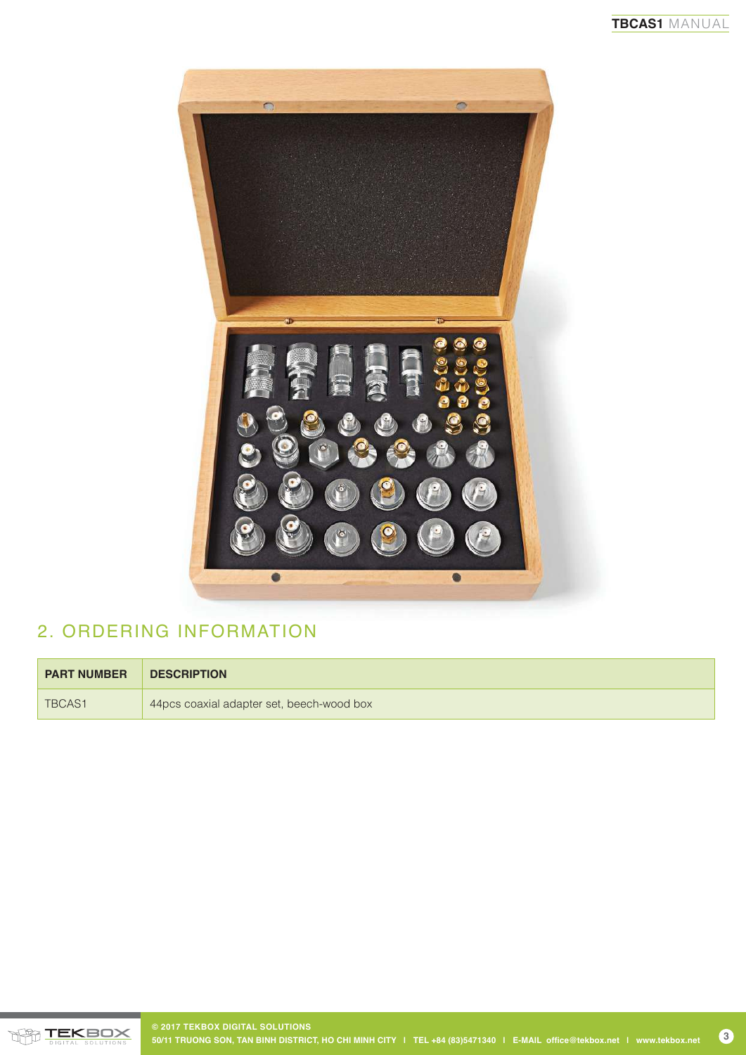## 2. ORDERING INFORMATION

| PART NUMBER | DESCRIPTION |
|---|---|
| TBCAS1 | 44pcs coaxial adapter set, beech-wood box |